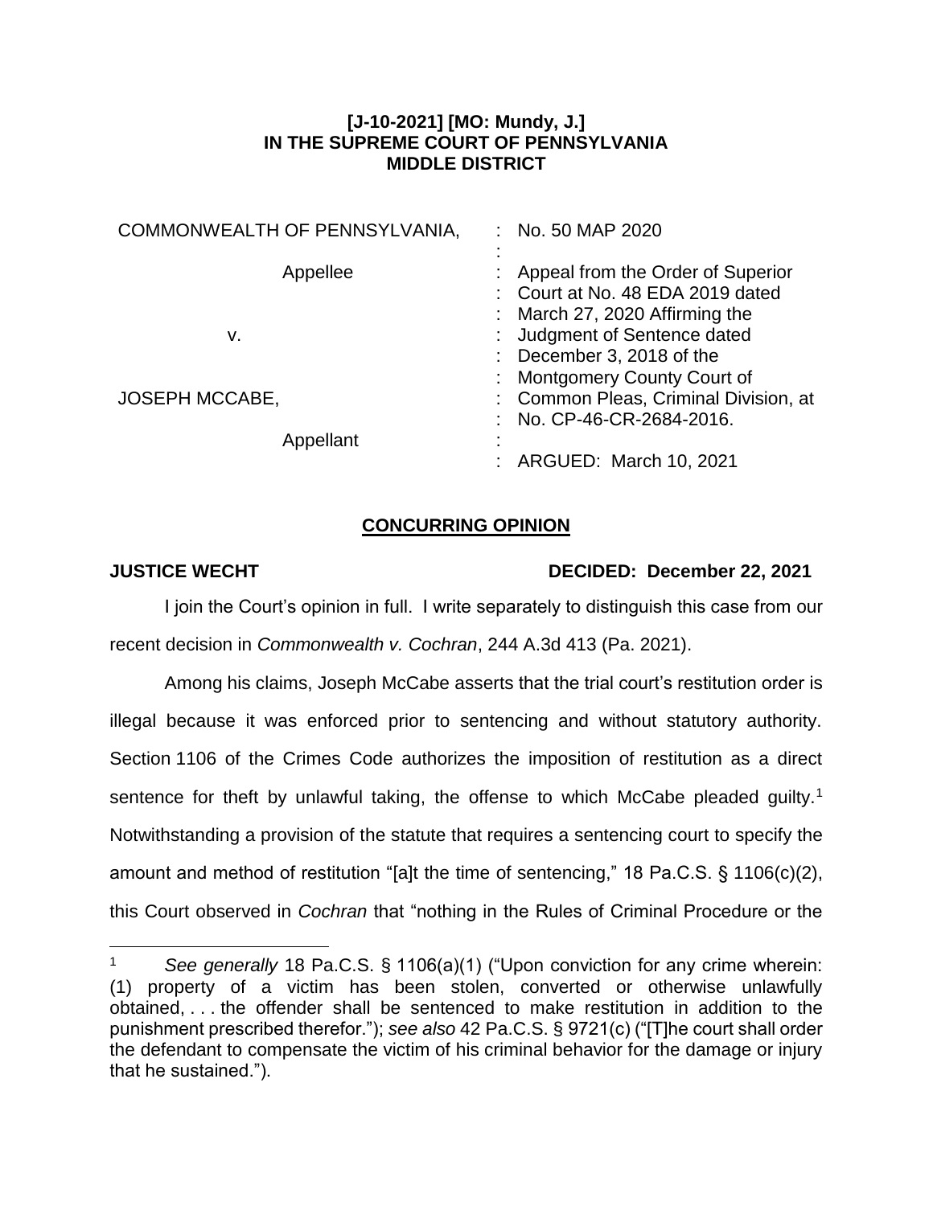**[J-10-2021] [MO: Mundy, J.]**
**IN THE SUPREME COURT OF PENNSYLVANIA**
**MIDDLE DISTRICT**

| | |
|---|---|
| COMMONWEALTH OF PENNSYLVANIA,<br><br>Appellee<br><br>v.<br><br>JOSEPH MCCABE,<br><br>Appellant | No. 50 MAP 2020<br><br>Appeal from the Order of Superior Court at No. 48 EDA 2019 dated March 27, 2020 Affirming the Judgment of Sentence dated December 3, 2018 of the Montgomery County Court of Common Pleas, Criminal Division, at No. CP-46-CR-2684-2016.<br><br>ARGUED: March 10, 2021 |

## CONCURRING OPINION

**JUSTICE WECHT** **DECIDED: December 22, 2021**

I join the Court's opinion in full. I write separately to distinguish this case from our recent decision in *Commonwealth v. Cochran*, 244 A.3d 413 (Pa. 2021).

Among his claims, Joseph McCabe asserts that the trial court's restitution order is illegal because it was enforced prior to sentencing and without statutory authority. Section 1106 of the Crimes Code authorizes the imposition of restitution as a direct sentence for theft by unlawful taking, the offense to which McCabe pleaded guilty.[1] Notwithstanding a provision of the statute that requires a sentencing court to specify the amount and method of restitution "[a]t the time of sentencing," 18 Pa.C.S. § 1106(c)(2), this Court observed in *Cochran* that "nothing in the Rules of Criminal Procedure or the

---

[1] *See generally* 18 Pa.C.S. § 1106(a)(1) ("Upon conviction for any crime wherein: (1) property of a victim has been stolen, converted or otherwise unlawfully obtained, . . . the offender shall be sentenced to make restitution in addition to the punishment prescribed therefor."); *see also* 42 Pa.C.S. § 9721(c) ("[T]he court shall order the defendant to compensate the victim of his criminal behavior for the damage or injury that he sustained.").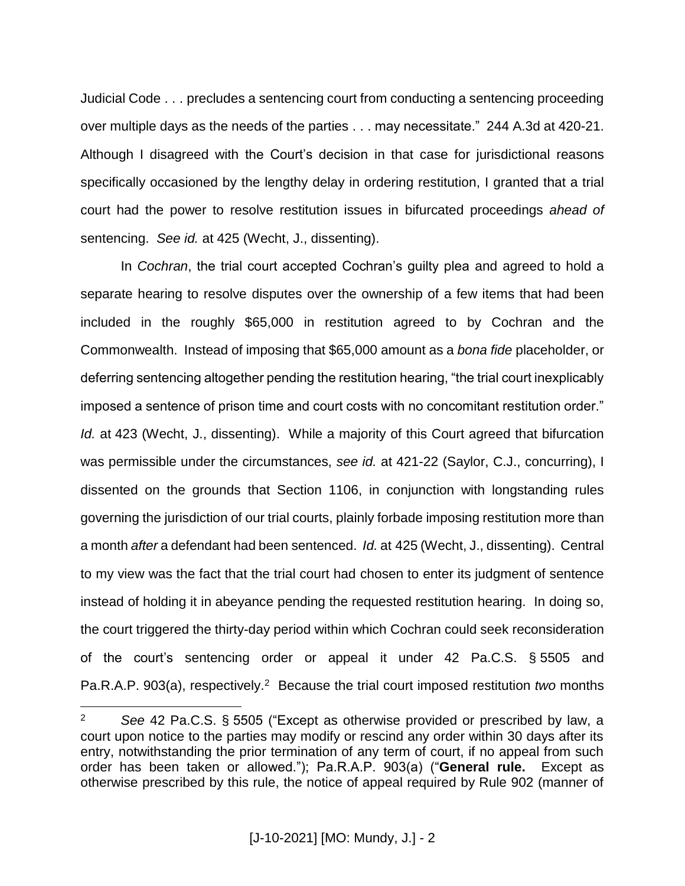Judicial Code . . . precludes a sentencing court from conducting a sentencing proceeding over multiple days as the needs of the parties . . . may necessitate." 244 A.3d at 420-21. Although I disagreed with the Court's decision in that case for jurisdictional reasons specifically occasioned by the lengthy delay in ordering restitution, I granted that a trial court had the power to resolve restitution issues in bifurcated proceedings *ahead of* sentencing. *See id.* at 425 (Wecht, J., dissenting).

In *Cochran*, the trial court accepted Cochran's guilty plea and agreed to hold a separate hearing to resolve disputes over the ownership of a few items that had been included in the roughly $65,000 in restitution agreed to by Cochran and the Commonwealth. Instead of imposing that $65,000 amount as a *bona fide* placeholder, or deferring sentencing altogether pending the restitution hearing, "the trial court inexplicably imposed a sentence of prison time and court costs with no concomitant restitution order." *Id.* at 423 (Wecht, J., dissenting). While a majority of this Court agreed that bifurcation was permissible under the circumstances, *see id.* at 421-22 (Saylor, C.J., concurring), I dissented on the grounds that Section 1106, in conjunction with longstanding rules governing the jurisdiction of our trial courts, plainly forbade imposing restitution more than a month *after* a defendant had been sentenced. *Id.* at 425 (Wecht, J., dissenting). Central to my view was the fact that the trial court had chosen to enter its judgment of sentence instead of holding it in abeyance pending the requested restitution hearing. In doing so, the court triggered the thirty-day period within which Cochran could seek reconsideration of the court's sentencing order or appeal it under 42 Pa.C.S. § 5505 and Pa.R.A.P. 903(a), respectively.[2] Because the trial court imposed restitution *two* months

---

[2] *See* 42 Pa.C.S. § 5505 ("Except as otherwise provided or prescribed by law, a court upon notice to the parties may modify or rescind any order within 30 days after its entry, notwithstanding the prior termination of any term of court, if no appeal from such order has been taken or allowed."); Pa.R.A.P. 903(a) ("**General rule.** Except as otherwise prescribed by this rule, the notice of appeal required by Rule 902 (manner of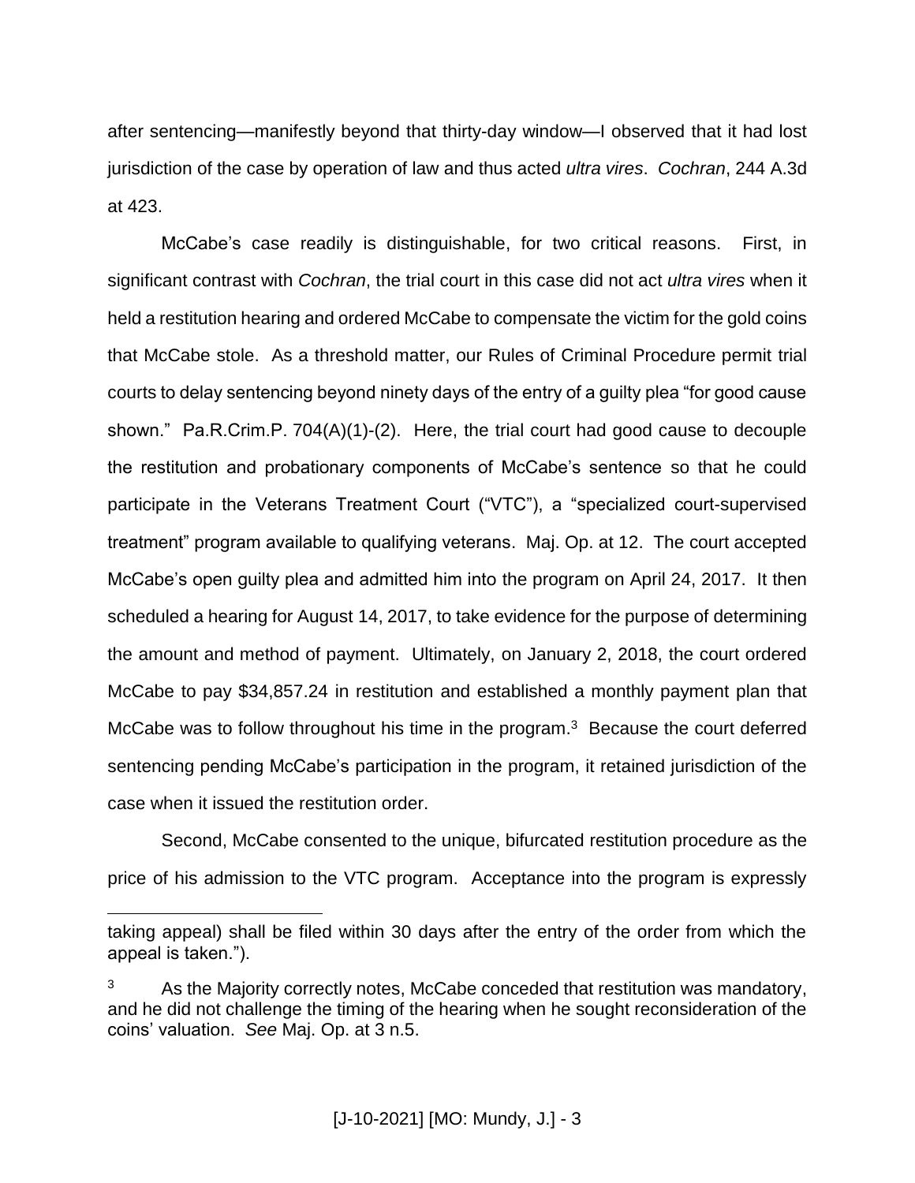after sentencing—manifestly beyond that thirty-day window—I observed that it had lost jurisdiction of the case by operation of law and thus acted *ultra vires*. *Cochran*, 244 A.3d at 423.

McCabe's case readily is distinguishable, for two critical reasons. First, in significant contrast with *Cochran*, the trial court in this case did not act *ultra vires* when it held a restitution hearing and ordered McCabe to compensate the victim for the gold coins that McCabe stole. As a threshold matter, our Rules of Criminal Procedure permit trial courts to delay sentencing beyond ninety days of the entry of a guilty plea "for good cause shown." Pa.R.Crim.P. 704(A)(1)-(2). Here, the trial court had good cause to decouple the restitution and probationary components of McCabe's sentence so that he could participate in the Veterans Treatment Court ("VTC"), a "specialized court-supervised treatment" program available to qualifying veterans. Maj. Op. at 12. The court accepted McCabe's open guilty plea and admitted him into the program on April 24, 2017. It then scheduled a hearing for August 14, 2017, to take evidence for the purpose of determining the amount and method of payment. Ultimately, on January 2, 2018, the court ordered McCabe to pay $34,857.24 in restitution and established a monthly payment plan that McCabe was to follow throughout his time in the program.[3] Because the court deferred sentencing pending McCabe's participation in the program, it retained jurisdiction of the case when it issued the restitution order.

Second, McCabe consented to the unique, bifurcated restitution procedure as the price of his admission to the VTC program. Acceptance into the program is expressly

---

taking appeal) shall be filed within 30 days after the entry of the order from which the appeal is taken.").

[3] As the Majority correctly notes, McCabe conceded that restitution was mandatory, and he did not challenge the timing of the hearing when he sought reconsideration of the coins' valuation. *See* Maj. Op. at 3 n.5.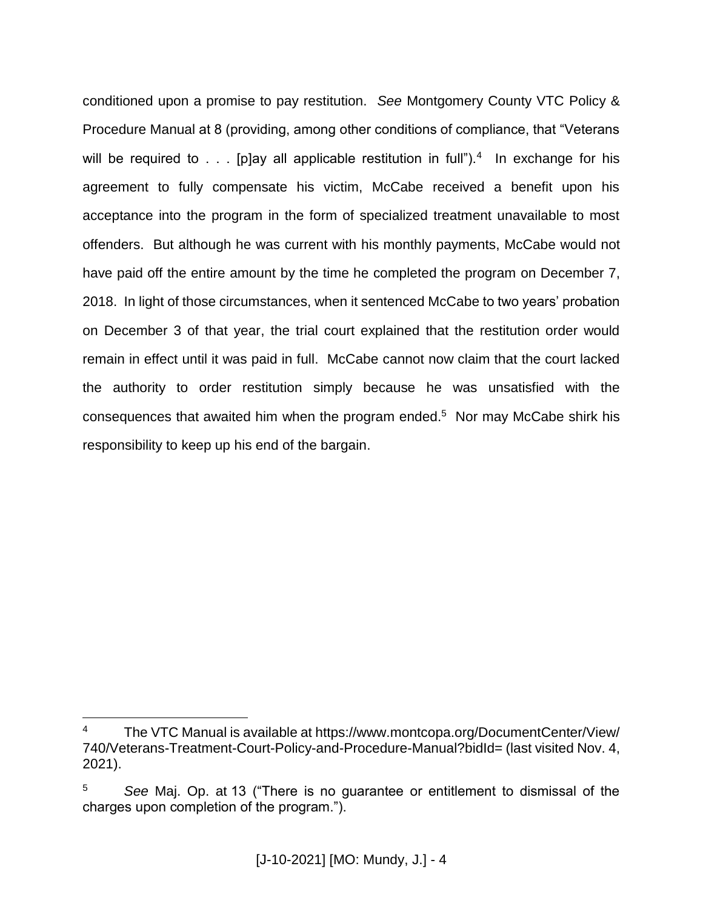conditioned upon a promise to pay restitution. *See* Montgomery County VTC Policy & Procedure Manual at 8 (providing, among other conditions of compliance, that "Veterans will be required to . . . [p]ay all applicable restitution in full").[4] In exchange for his agreement to fully compensate his victim, McCabe received a benefit upon his acceptance into the program in the form of specialized treatment unavailable to most offenders. But although he was current with his monthly payments, McCabe would not have paid off the entire amount by the time he completed the program on December 7, 2018. In light of those circumstances, when it sentenced McCabe to two years' probation on December 3 of that year, the trial court explained that the restitution order would remain in effect until it was paid in full. McCabe cannot now claim that the court lacked the authority to order restitution simply because he was unsatisfied with the consequences that awaited him when the program ended.[5] Nor may McCabe shirk his responsibility to keep up his end of the bargain.

---

[4] The VTC Manual is available at https://www.montcopa.org/DocumentCenter/View/740/Veterans-Treatment-Court-Policy-and-Procedure-Manual?bidId= (last visited Nov. 4, 2021).

[5] *See* Maj. Op. at 13 ("There is no guarantee or entitlement to dismissal of the charges upon completion of the program.").